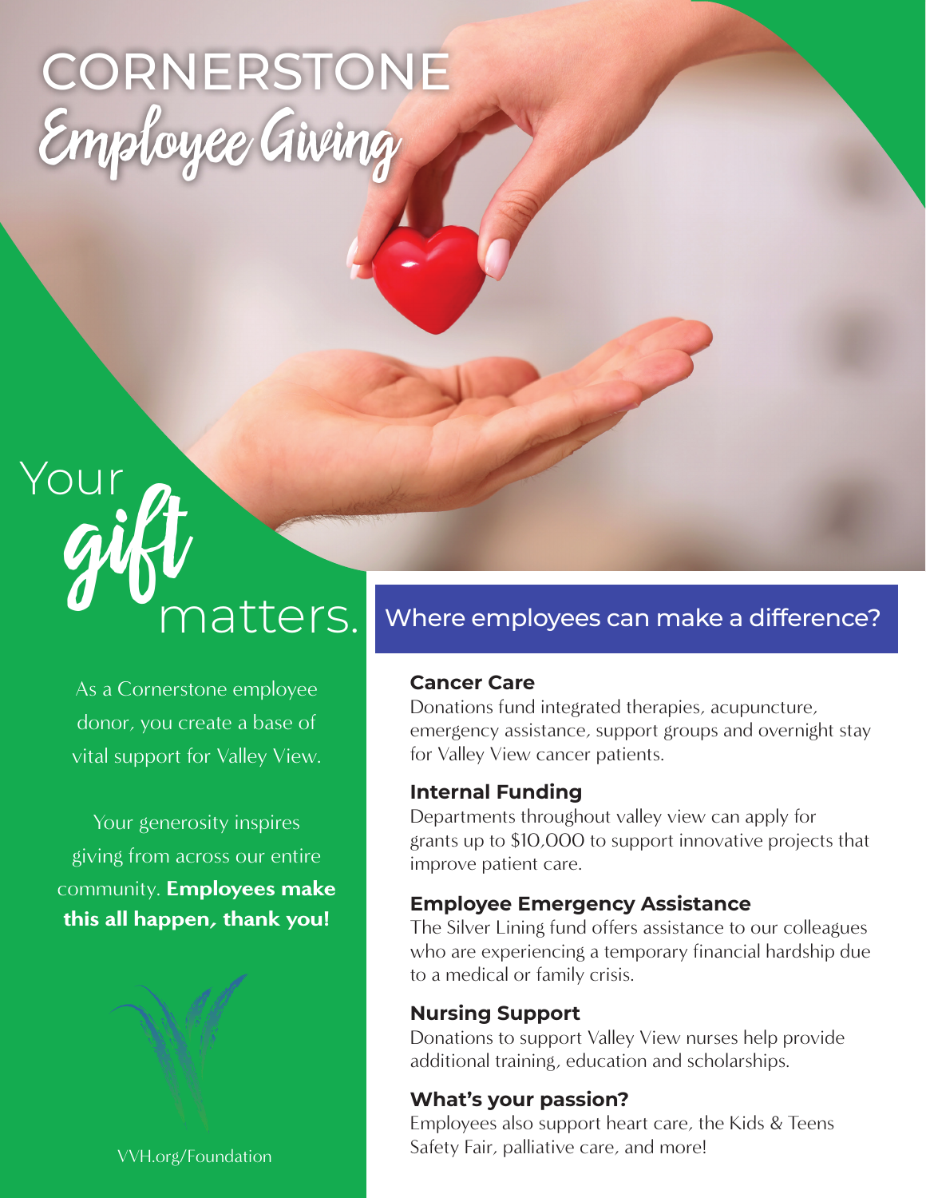# CORNERSTONE Employee Giving

## Your gift matters.

As a Cornerstone employee donor, you create a base of vital support for Valley View.

Your generosity inspires giving from across our entire community. **Employees make this all happen, thank you!**

VVH.org/Foundation

## Where employees can make a difference?

### Cancer Care

Donations fund integrated therapies, acupuncture, emergency assistance, support groups and overnight stay for Valley View cancer patients.

### Internal Funding

Departments throughout valley view can apply for grants up to $10,000 to support innovative projects that improve patient care.

### Employee Emergency Assistance

The Silver Lining fund offers assistance to our colleagues who are experiencing a temporary financial hardship due to a medical or family crisis.

### Nursing Support

Donations to support Valley View nurses help provide additional training, education and scholarships.

### What's your passion?

Employees also support heart care, the Kids & Teens Safety Fair, palliative care, and more!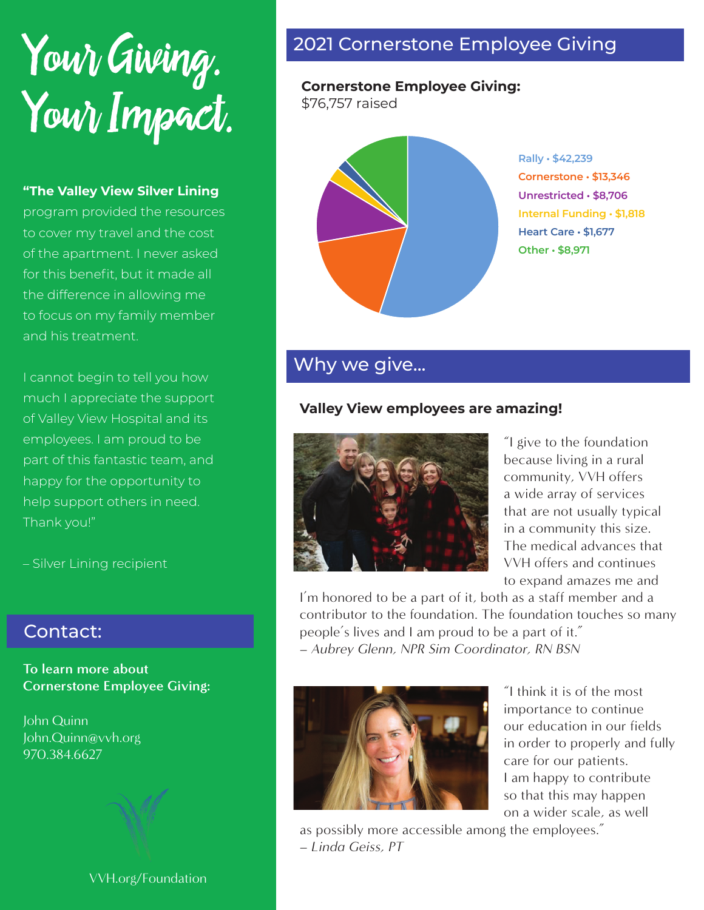# Your Giving. Your Impact.

**"The Valley View Silver Lining** program provided the resources to cover my travel and the cost of the apartment. I never asked for this benefit, but it made all the difference in allowing me to focus on my family member and his treatment.

I cannot begin to tell you how much I appreciate the support of Valley View Hospital and its employees. I am proud to be part of this fantastic team, and happy for the opportunity to help support others in need. Thank you!"

– Silver Lining recipient

## Contact:

**To learn more about Cornerstone Employee Giving:**

John Quinn
John.Quinn@vvh.org
970.384.6627

VVH.org/Foundation

## 2021 Cornerstone Employee Giving

**Cornerstone Employee Giving:**
$76,757 raised

Rally • $42,239
Cornerstone • $13,346
Unrestricted • $8,706
Internal Funding • $1,818
Heart Care • $1,677
Other • $8,971

## Why we give...

**Valley View employees are amazing!**

"I give to the foundation because living in a rural community, VVH offers a wide array of services that are not usually typical in a community this size. The medical advances that VVH offers and continues to expand amazes me and I'm honored to be a part of it, both as a staff member and a contributor to the foundation. The foundation touches so many people's lives and I am proud to be a part of it."
*– Aubrey Glenn, NPR Sim Coordinator, RN BSN*

"I think it is of the most importance to continue our education in our fields in order to properly and fully care for our patients. I am happy to contribute so that this may happen on a wider scale, as well as possibly more accessible among the employees."
*– Linda Geiss, PT*